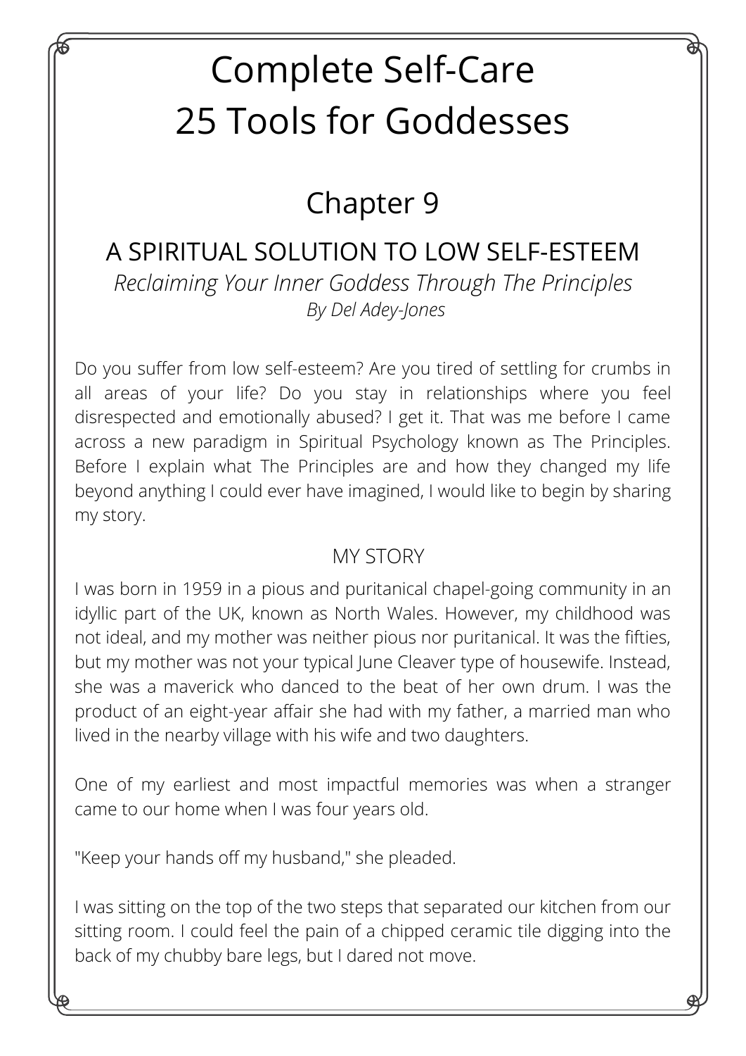# Complete Self-Care
# 25 Tools for Goddesses

## Chapter 9

## A SPIRITUAL SOLUTION TO LOW SELF-ESTEEM

*Reclaiming Your Inner Goddess Through The Principles*

*By Del Adey-Jones*

Do you suffer from low self-esteem? Are you tired of settling for crumbs in all areas of your life? Do you stay in relationships where you feel disrespected and emotionally abused? I get it. That was me before I came across a new paradigm in Spiritual Psychology known as The Principles. Before I explain what The Principles are and how they changed my life beyond anything I could ever have imagined, I would like to begin by sharing my story.

### MY STORY

I was born in 1959 in a pious and puritanical chapel-going community in an idyllic part of the UK, known as North Wales. However, my childhood was not ideal, and my mother was neither pious nor puritanical. It was the fifties, but my mother was not your typical June Cleaver type of housewife. Instead, she was a maverick who danced to the beat of her own drum. I was the product of an eight-year affair she had with my father, a married man who lived in the nearby village with his wife and two daughters.

One of my earliest and most impactful memories was when a stranger came to our home when I was four years old.

"Keep your hands off my husband," she pleaded.

I was sitting on the top of the two steps that separated our kitchen from our sitting room. I could feel the pain of a chipped ceramic tile digging into the back of my chubby bare legs, but I dared not move.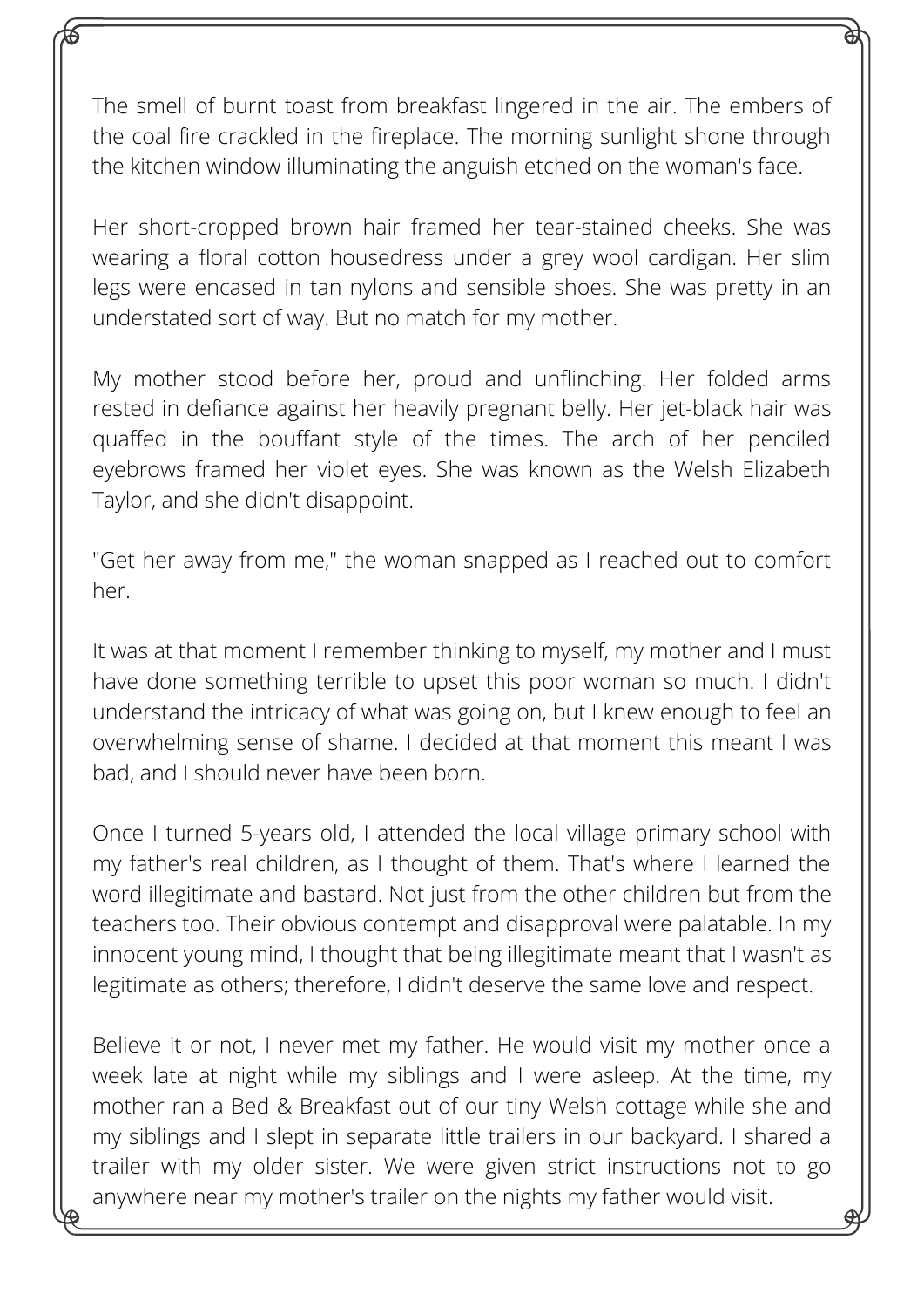The smell of burnt toast from breakfast lingered in the air. The embers of the coal fire crackled in the fireplace. The morning sunlight shone through the kitchen window illuminating the anguish etched on the woman's face.

Her short-cropped brown hair framed her tear-stained cheeks. She was wearing a floral cotton housedress under a grey wool cardigan. Her slim legs were encased in tan nylons and sensible shoes. She was pretty in an understated sort of way. But no match for my mother.

My mother stood before her, proud and unflinching. Her folded arms rested in defiance against her heavily pregnant belly. Her jet-black hair was quaffed in the bouffant style of the times. The arch of her penciled eyebrows framed her violet eyes. She was known as the Welsh Elizabeth Taylor, and she didn't disappoint.

"Get her away from me," the woman snapped as I reached out to comfort her.

It was at that moment I remember thinking to myself, my mother and I must have done something terrible to upset this poor woman so much. I didn't understand the intricacy of what was going on, but I knew enough to feel an overwhelming sense of shame. I decided at that moment this meant I was bad, and I should never have been born.

Once I turned 5-years old, I attended the local village primary school with my father's real children, as I thought of them. That's where I learned the word illegitimate and bastard. Not just from the other children but from the teachers too. Their obvious contempt and disapproval were palatable. In my innocent young mind, I thought that being illegitimate meant that I wasn't as legitimate as others; therefore, I didn't deserve the same love and respect.

Believe it or not, I never met my father. He would visit my mother once a week late at night while my siblings and I were asleep. At the time, my mother ran a Bed & Breakfast out of our tiny Welsh cottage while she and my siblings and I slept in separate little trailers in our backyard. I shared a trailer with my older sister. We were given strict instructions not to go anywhere near my mother's trailer on the nights my father would visit.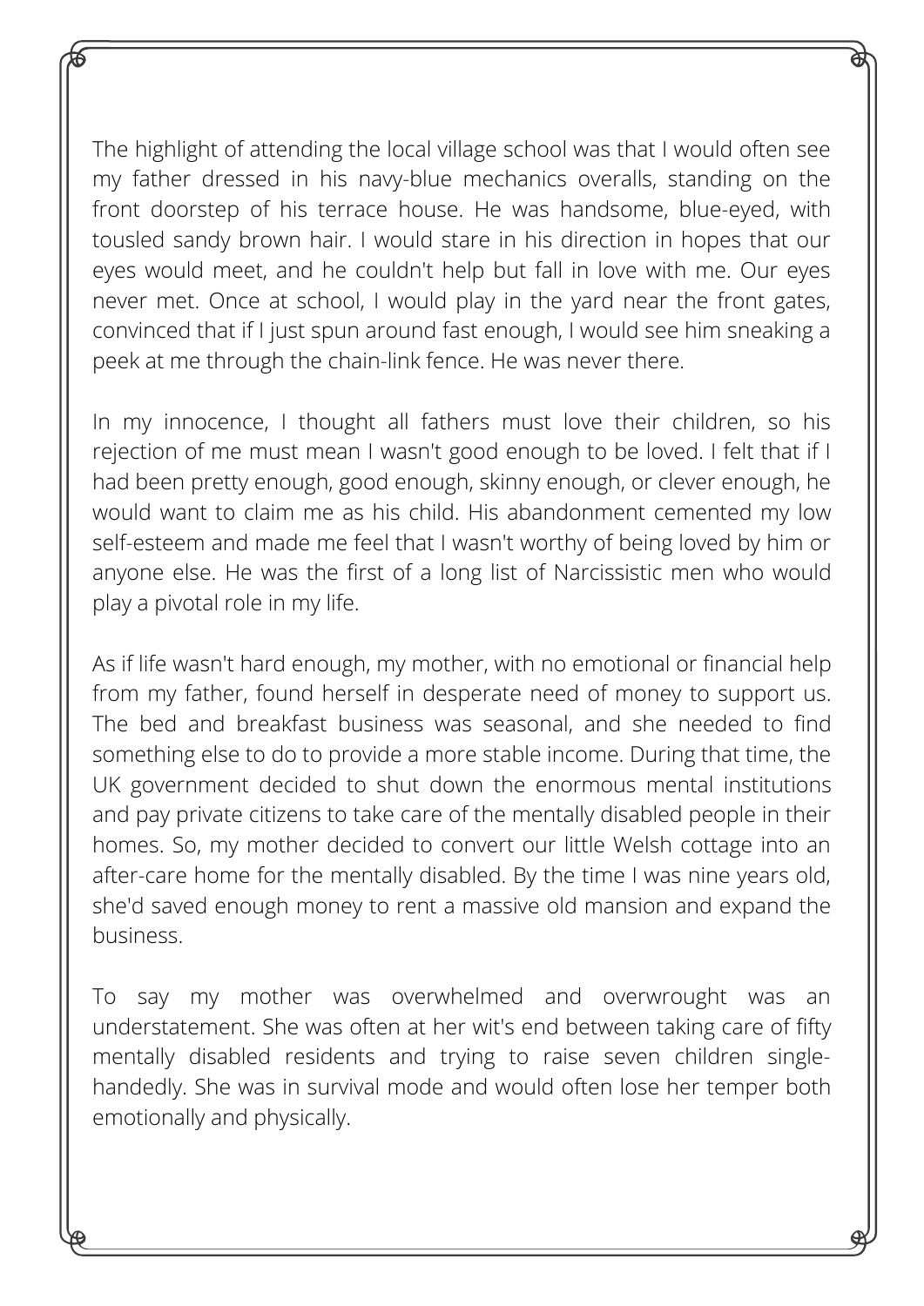The highlight of attending the local village school was that I would often see my father dressed in his navy-blue mechanics overalls, standing on the front doorstep of his terrace house. He was handsome, blue-eyed, with tousled sandy brown hair. I would stare in his direction in hopes that our eyes would meet, and he couldn't help but fall in love with me. Our eyes never met. Once at school, I would play in the yard near the front gates, convinced that if I just spun around fast enough, I would see him sneaking a peek at me through the chain-link fence. He was never there.

In my innocence, I thought all fathers must love their children, so his rejection of me must mean I wasn't good enough to be loved. I felt that if I had been pretty enough, good enough, skinny enough, or clever enough, he would want to claim me as his child. His abandonment cemented my low self-esteem and made me feel that I wasn't worthy of being loved by him or anyone else. He was the first of a long list of Narcissistic men who would play a pivotal role in my life.

As if life wasn't hard enough, my mother, with no emotional or financial help from my father, found herself in desperate need of money to support us. The bed and breakfast business was seasonal, and she needed to find something else to do to provide a more stable income. During that time, the UK government decided to shut down the enormous mental institutions and pay private citizens to take care of the mentally disabled people in their homes. So, my mother decided to convert our little Welsh cottage into an after-care home for the mentally disabled. By the time I was nine years old, she'd saved enough money to rent a massive old mansion and expand the business.

To say my mother was overwhelmed and overwrought was an understatement. She was often at her wit's end between taking care of fifty mentally disabled residents and trying to raise seven children single-handedly. She was in survival mode and would often lose her temper both emotionally and physically.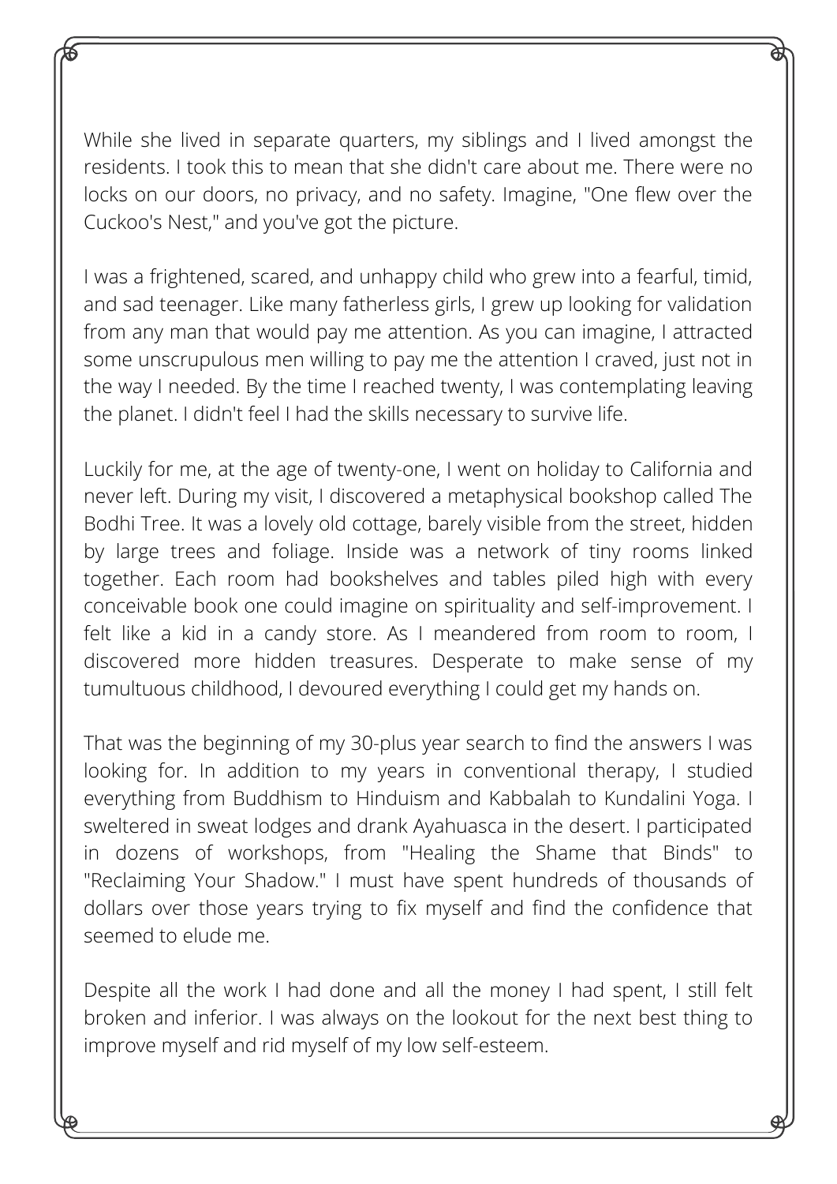While she lived in separate quarters, my siblings and I lived amongst the residents. I took this to mean that she didn't care about me. There were no locks on our doors, no privacy, and no safety. Imagine, "One flew over the Cuckoo's Nest," and you've got the picture.

I was a frightened, scared, and unhappy child who grew into a fearful, timid, and sad teenager. Like many fatherless girls, I grew up looking for validation from any man that would pay me attention. As you can imagine, I attracted some unscrupulous men willing to pay me the attention I craved, just not in the way I needed. By the time I reached twenty, I was contemplating leaving the planet. I didn't feel I had the skills necessary to survive life.

Luckily for me, at the age of twenty-one, I went on holiday to California and never left. During my visit, I discovered a metaphysical bookshop called The Bodhi Tree. It was a lovely old cottage, barely visible from the street, hidden by large trees and foliage. Inside was a network of tiny rooms linked together. Each room had bookshelves and tables piled high with every conceivable book one could imagine on spirituality and self-improvement. I felt like a kid in a candy store. As I meandered from room to room, I discovered more hidden treasures. Desperate to make sense of my tumultuous childhood, I devoured everything I could get my hands on.

That was the beginning of my 30-plus year search to find the answers I was looking for. In addition to my years in conventional therapy, I studied everything from Buddhism to Hinduism and Kabbalah to Kundalini Yoga. I sweltered in sweat lodges and drank Ayahuasca in the desert. I participated in dozens of workshops, from "Healing the Shame that Binds" to "Reclaiming Your Shadow." I must have spent hundreds of thousands of dollars over those years trying to fix myself and find the confidence that seemed to elude me.

Despite all the work I had done and all the money I had spent, I still felt broken and inferior. I was always on the lookout for the next best thing to improve myself and rid myself of my low self-esteem.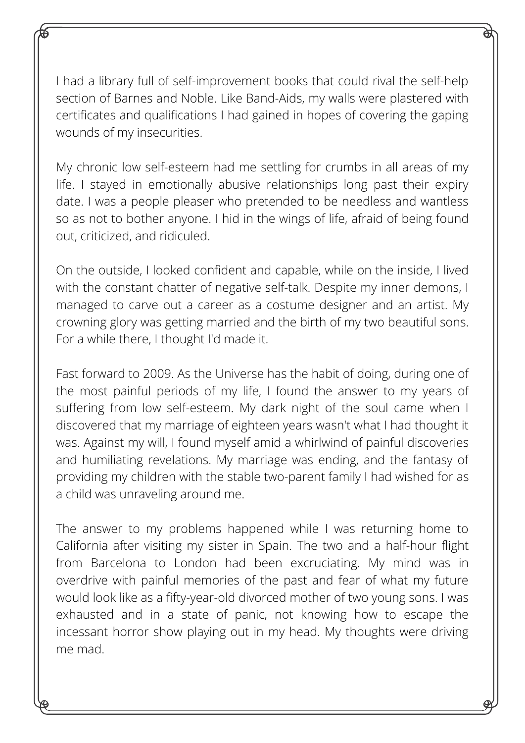I had a library full of self-improvement books that could rival the self-help section of Barnes and Noble. Like Band-Aids, my walls were plastered with certificates and qualifications I had gained in hopes of covering the gaping wounds of my insecurities.

My chronic low self-esteem had me settling for crumbs in all areas of my life. I stayed in emotionally abusive relationships long past their expiry date. I was a people pleaser who pretended to be needless and wantless so as not to bother anyone. I hid in the wings of life, afraid of being found out, criticized, and ridiculed.

On the outside, I looked confident and capable, while on the inside, I lived with the constant chatter of negative self-talk. Despite my inner demons, I managed to carve out a career as a costume designer and an artist. My crowning glory was getting married and the birth of my two beautiful sons. For a while there, I thought I'd made it.

Fast forward to 2009. As the Universe has the habit of doing, during one of the most painful periods of my life, I found the answer to my years of suffering from low self-esteem. My dark night of the soul came when I discovered that my marriage of eighteen years wasn't what I had thought it was. Against my will, I found myself amid a whirlwind of painful discoveries and humiliating revelations. My marriage was ending, and the fantasy of providing my children with the stable two-parent family I had wished for as a child was unraveling around me.

The answer to my problems happened while I was returning home to California after visiting my sister in Spain. The two and a half-hour flight from Barcelona to London had been excruciating. My mind was in overdrive with painful memories of the past and fear of what my future would look like as a fifty-year-old divorced mother of two young sons. I was exhausted and in a state of panic, not knowing how to escape the incessant horror show playing out in my head. My thoughts were driving me mad.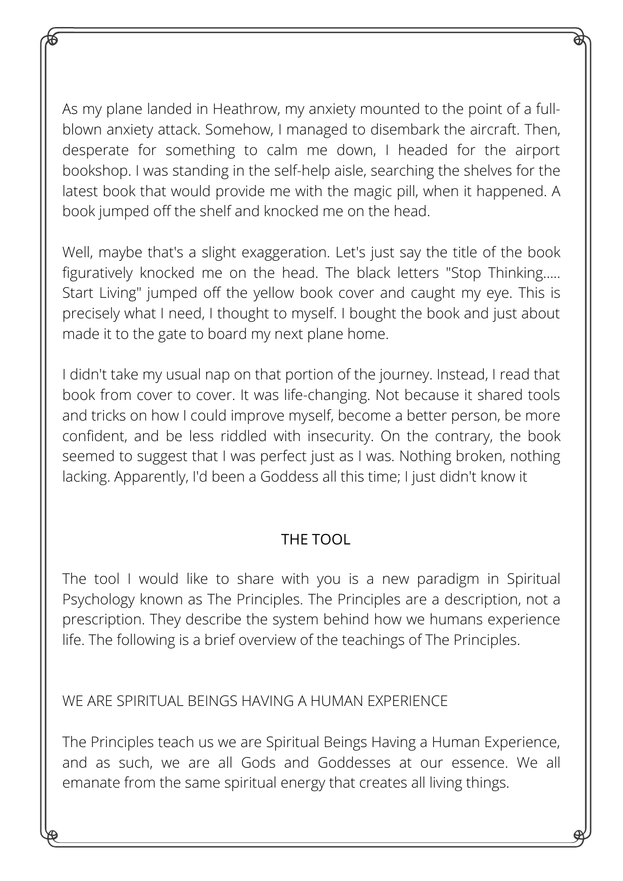As my plane landed in Heathrow, my anxiety mounted to the point of a full-blown anxiety attack. Somehow, I managed to disembark the aircraft. Then, desperate for something to calm me down, I headed for the airport bookshop. I was standing in the self-help aisle, searching the shelves for the latest book that would provide me with the magic pill, when it happened. A book jumped off the shelf and knocked me on the head.

Well, maybe that's a slight exaggeration. Let's just say the title of the book figuratively knocked me on the head. The black letters "Stop Thinking..... Start Living" jumped off the yellow book cover and caught my eye. This is precisely what I need, I thought to myself. I bought the book and just about made it to the gate to board my next plane home.

I didn't take my usual nap on that portion of the journey. Instead, I read that book from cover to cover. It was life-changing. Not because it shared tools and tricks on how I could improve myself, become a better person, be more confident, and be less riddled with insecurity. On the contrary, the book seemed to suggest that I was perfect just as I was. Nothing broken, nothing lacking. Apparently, I'd been a Goddess all this time; I just didn't know it

## THE TOOL

The tool I would like to share with you is a new paradigm in Spiritual Psychology known as The Principles. The Principles are a description, not a prescription. They describe the system behind how we humans experience life. The following is a brief overview of the teachings of The Principles.

### WE ARE SPIRITUAL BEINGS HAVING A HUMAN EXPERIENCE

The Principles teach us we are Spiritual Beings Having a Human Experience, and as such, we are all Gods and Goddesses at our essence. We all emanate from the same spiritual energy that creates all living things.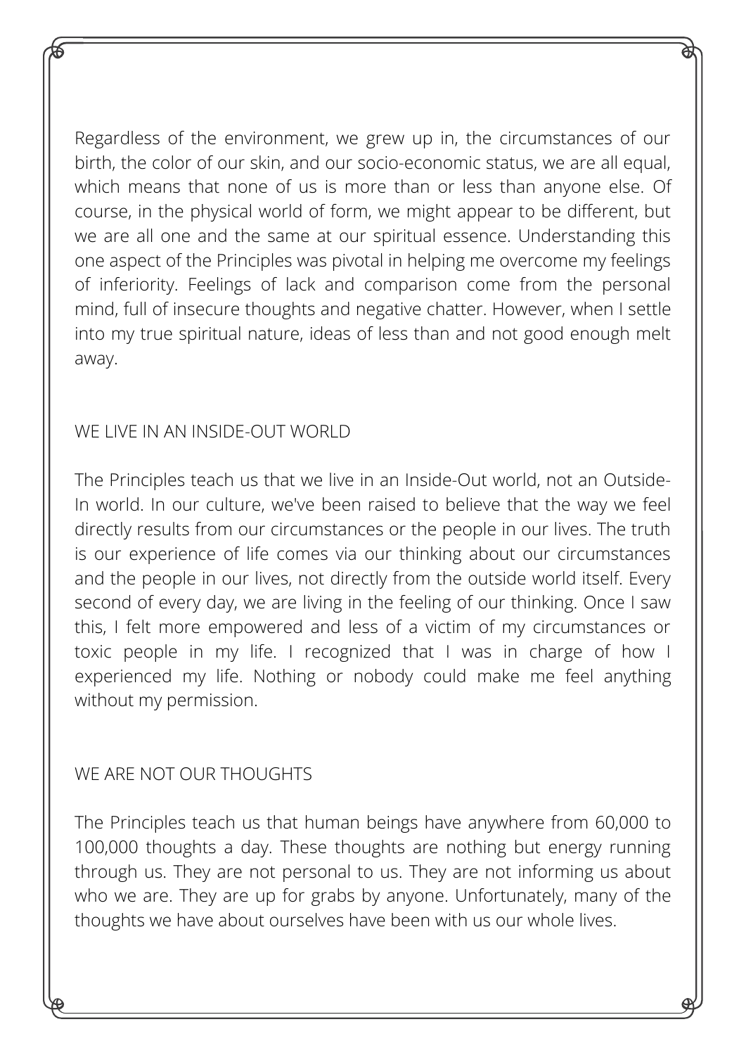Regardless of the environment, we grew up in, the circumstances of our birth, the color of our skin, and our socio-economic status, we are all equal, which means that none of us is more than or less than anyone else. Of course, in the physical world of form, we might appear to be different, but we are all one and the same at our spiritual essence. Understanding this one aspect of the Principles was pivotal in helping me overcome my feelings of inferiority. Feelings of lack and comparison come from the personal mind, full of insecure thoughts and negative chatter. However, when I settle into my true spiritual nature, ideas of less than and not good enough melt away.

## WE LIVE IN AN INSIDE-OUT WORLD

The Principles teach us that we live in an Inside-Out world, not an Outside-In world. In our culture, we've been raised to believe that the way we feel directly results from our circumstances or the people in our lives. The truth is our experience of life comes via our thinking about our circumstances and the people in our lives, not directly from the outside world itself. Every second of every day, we are living in the feeling of our thinking. Once I saw this, I felt more empowered and less of a victim of my circumstances or toxic people in my life. I recognized that I was in charge of how I experienced my life. Nothing or nobody could make me feel anything without my permission.

## WE ARE NOT OUR THOUGHTS

The Principles teach us that human beings have anywhere from 60,000 to 100,000 thoughts a day. These thoughts are nothing but energy running through us. They are not personal to us. They are not informing us about who we are. They are up for grabs by anyone. Unfortunately, many of the thoughts we have about ourselves have been with us our whole lives.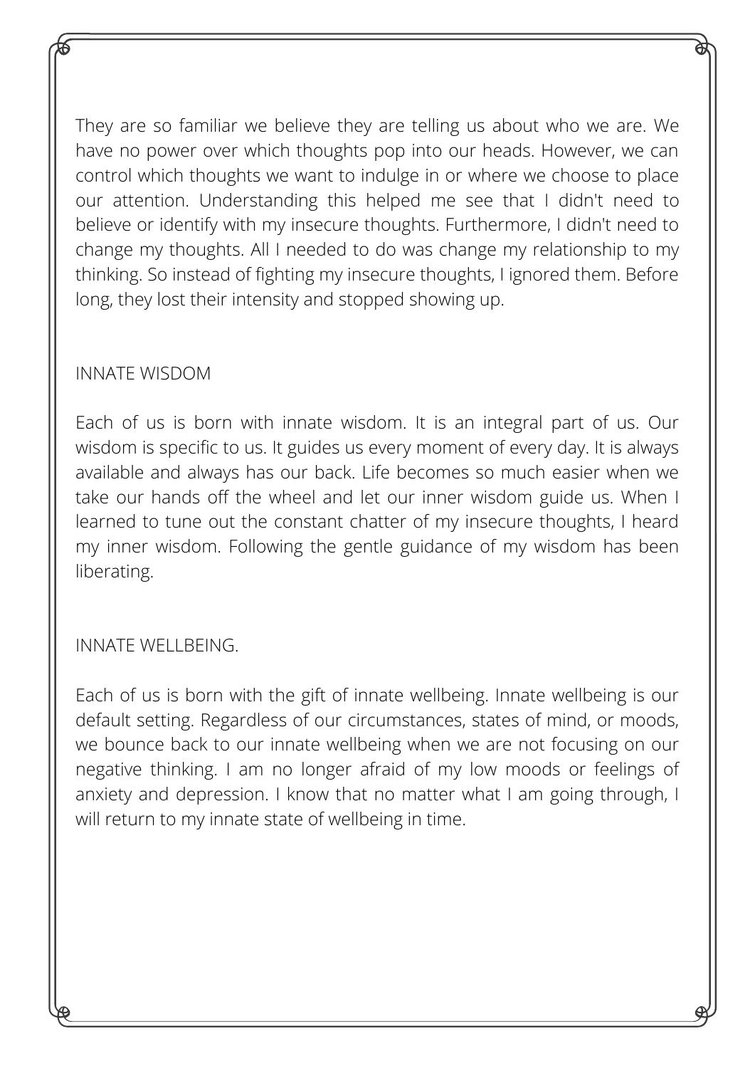They are so familiar we believe they are telling us about who we are. We have no power over which thoughts pop into our heads. However, we can control which thoughts we want to indulge in or where we choose to place our attention. Understanding this helped me see that I didn't need to believe or identify with my insecure thoughts. Furthermore, I didn't need to change my thoughts. All I needed to do was change my relationship to my thinking. So instead of fighting my insecure thoughts, I ignored them. Before long, they lost their intensity and stopped showing up.

## INNATE WISDOM

Each of us is born with innate wisdom. It is an integral part of us. Our wisdom is specific to us. It guides us every moment of every day. It is always available and always has our back. Life becomes so much easier when we take our hands off the wheel and let our inner wisdom guide us. When I learned to tune out the constant chatter of my insecure thoughts, I heard my inner wisdom. Following the gentle guidance of my wisdom has been liberating.

## INNATE WELLBEING.

Each of us is born with the gift of innate wellbeing. Innate wellbeing is our default setting. Regardless of our circumstances, states of mind, or moods, we bounce back to our innate wellbeing when we are not focusing on our negative thinking. I am no longer afraid of my low moods or feelings of anxiety and depression. I know that no matter what I am going through, I will return to my innate state of wellbeing in time.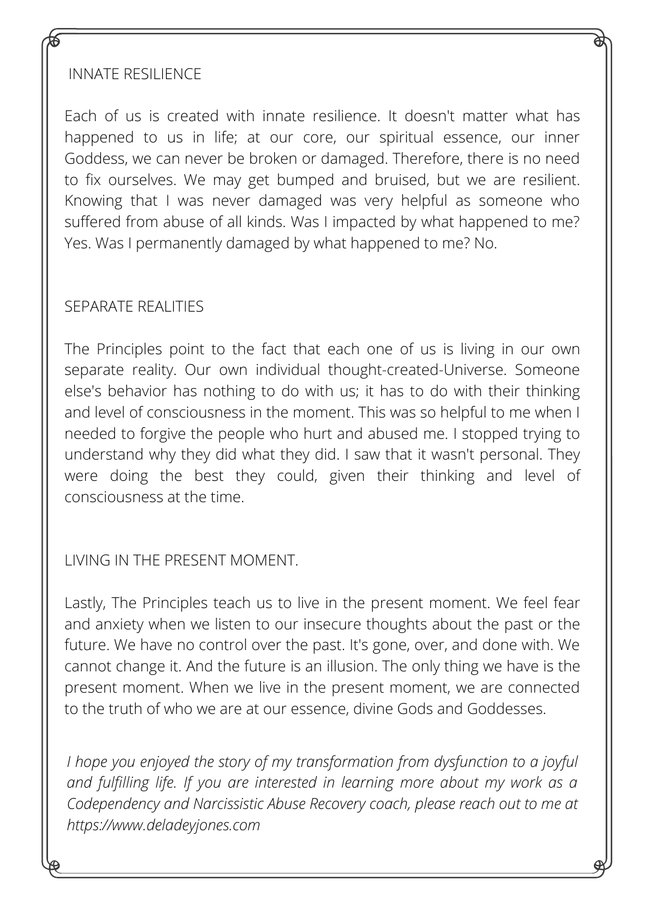## INNATE RESILIENCE

Each of us is created with innate resilience. It doesn't matter what has happened to us in life; at our core, our spiritual essence, our inner Goddess, we can never be broken or damaged. Therefore, there is no need to fix ourselves. We may get bumped and bruised, but we are resilient. Knowing that I was never damaged was very helpful as someone who suffered from abuse of all kinds. Was I impacted by what happened to me? Yes. Was I permanently damaged by what happened to me? No.

## SEPARATE REALITIES

The Principles point to the fact that each one of us is living in our own separate reality. Our own individual thought-created-Universe. Someone else's behavior has nothing to do with us; it has to do with their thinking and level of consciousness in the moment. This was so helpful to me when I needed to forgive the people who hurt and abused me. I stopped trying to understand why they did what they did. I saw that it wasn't personal. They were doing the best they could, given their thinking and level of consciousness at the time.

## LIVING IN THE PRESENT MOMENT.

Lastly, The Principles teach us to live in the present moment. We feel fear and anxiety when we listen to our insecure thoughts about the past or the future. We have no control over the past. It's gone, over, and done with. We cannot change it. And the future is an illusion. The only thing we have is the present moment. When we live in the present moment, we are connected to the truth of who we are at our essence, divine Gods and Goddesses.

*I hope you enjoyed the story of my transformation from dysfunction to a joyful and fulfilling life. If you are interested in learning more about my work as a Codependency and Narcissistic Abuse Recovery coach, please reach out to me at https://www.deladeyjones.com*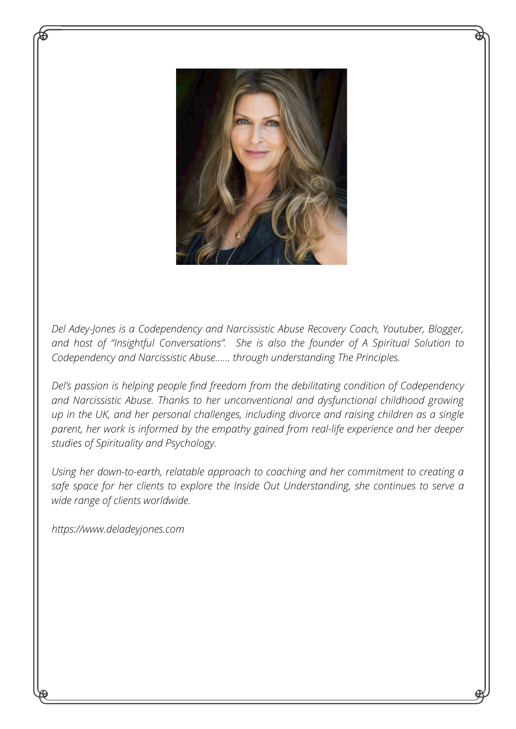*Del Adey-Jones is a Codependency and Narcissistic Abuse Recovery Coach, Youtuber, Blogger, and host of "Insightful Conversations". She is also the founder of A Spiritual Solution to Codependency and Narcissistic Abuse...... through understanding The Principles.*

*Del's passion is helping people find freedom from the debilitating condition of Codependency and Narcissistic Abuse. Thanks to her unconventional and dysfunctional childhood growing up in the UK, and her personal challenges, including divorce and raising children as a single parent, her work is informed by the empathy gained from real-life experience and her deeper studies of Spirituality and Psychology.*

*Using her down-to-earth, relatable approach to coaching and her commitment to creating a safe space for her clients to explore the Inside Out Understanding, she continues to serve a wide range of clients worldwide.*

*https://www.deladeyjones.com*